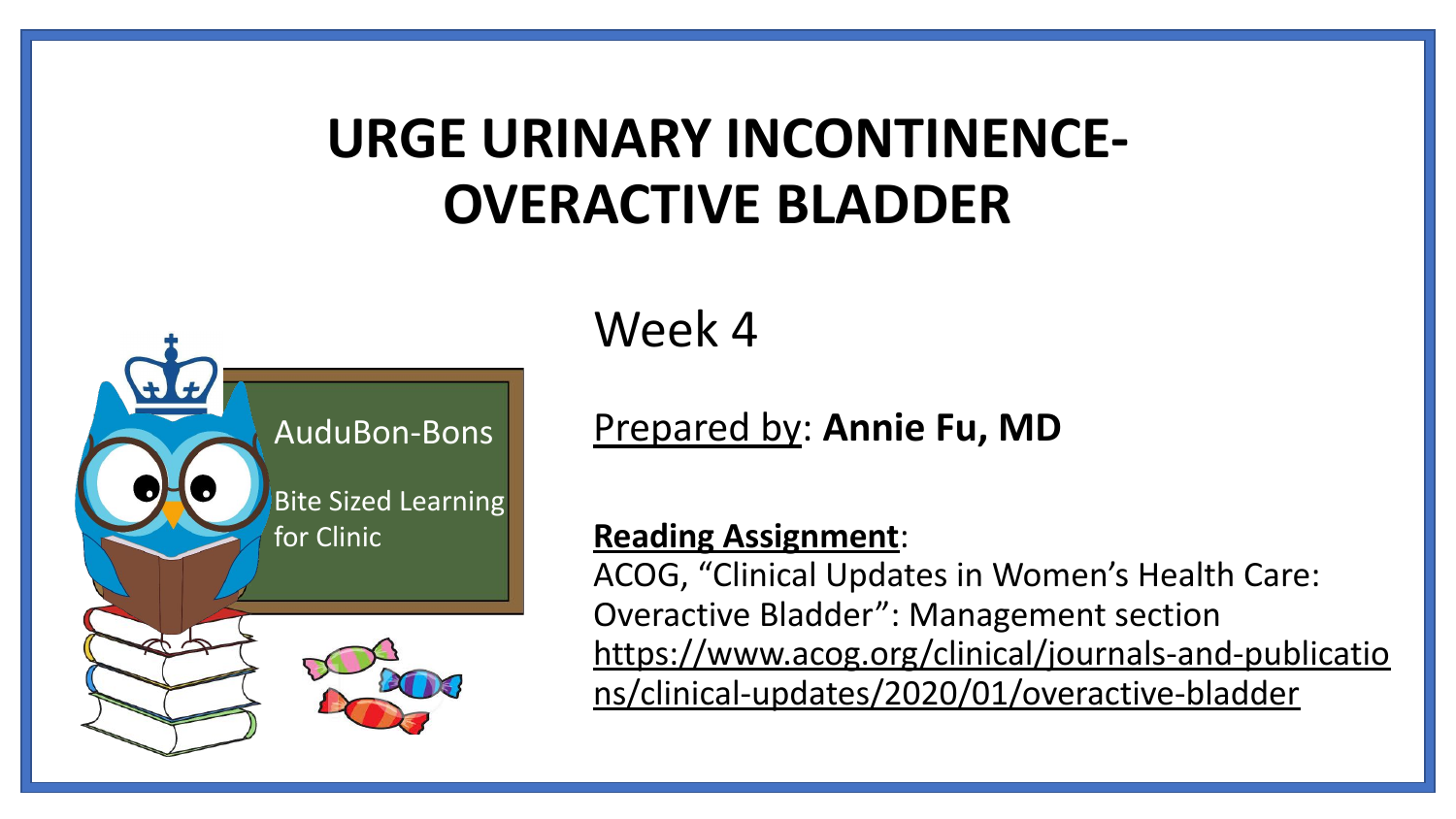# URGE URINARY INCONTINENCE- OVERACTIVE BLADDER

AuduBon-Bons

Bite Sized Learning for Clinic

Week 4

Prepared by: **Annie Fu, MD**

**Reading Assignment**:
ACOG, "Clinical Updates in Women's Health Care: Overactive Bladder": Management section
https://www.acog.org/clinical/journals-and-publications/clinical-updates/2020/01/overactive-bladder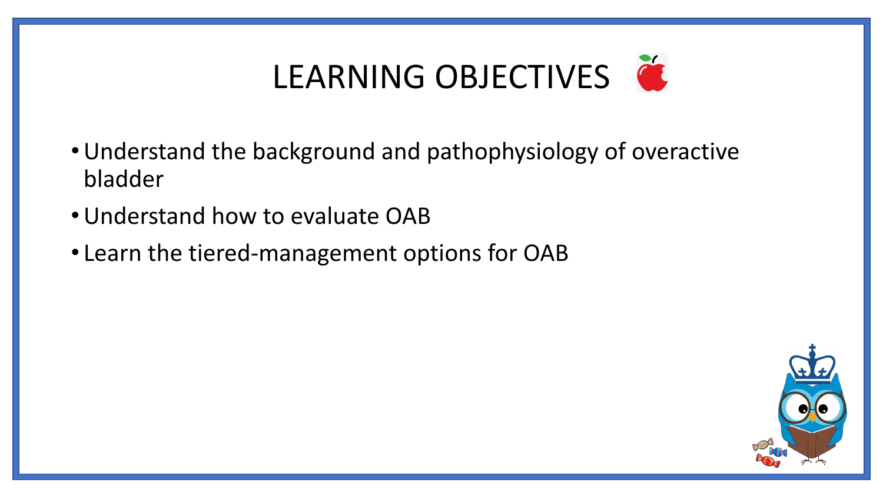# LEARNING OBJECTIVES

- Understand the background and pathophysiology of overactive bladder
- Understand how to evaluate OAB
- Learn the tiered-management options for OAB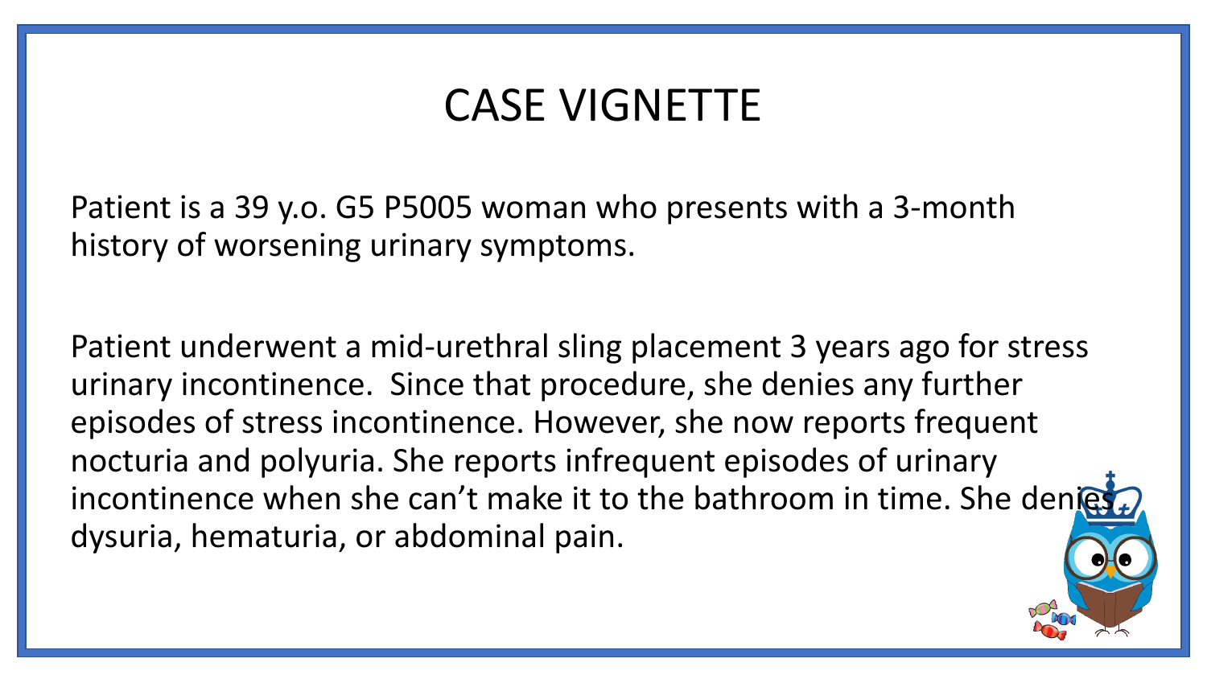# CASE VIGNETTE

Patient is a 39 y.o. G5 P5005 woman who presents with a 3-month history of worsening urinary symptoms.

Patient underwent a mid-urethral sling placement 3 years ago for stress urinary incontinence. Since that procedure, she denies any further episodes of stress incontinence. However, she now reports frequent nocturia and polyuria. She reports infrequent episodes of urinary incontinence when she can't make it to the bathroom in time. She denies dysuria, hematuria, or abdominal pain.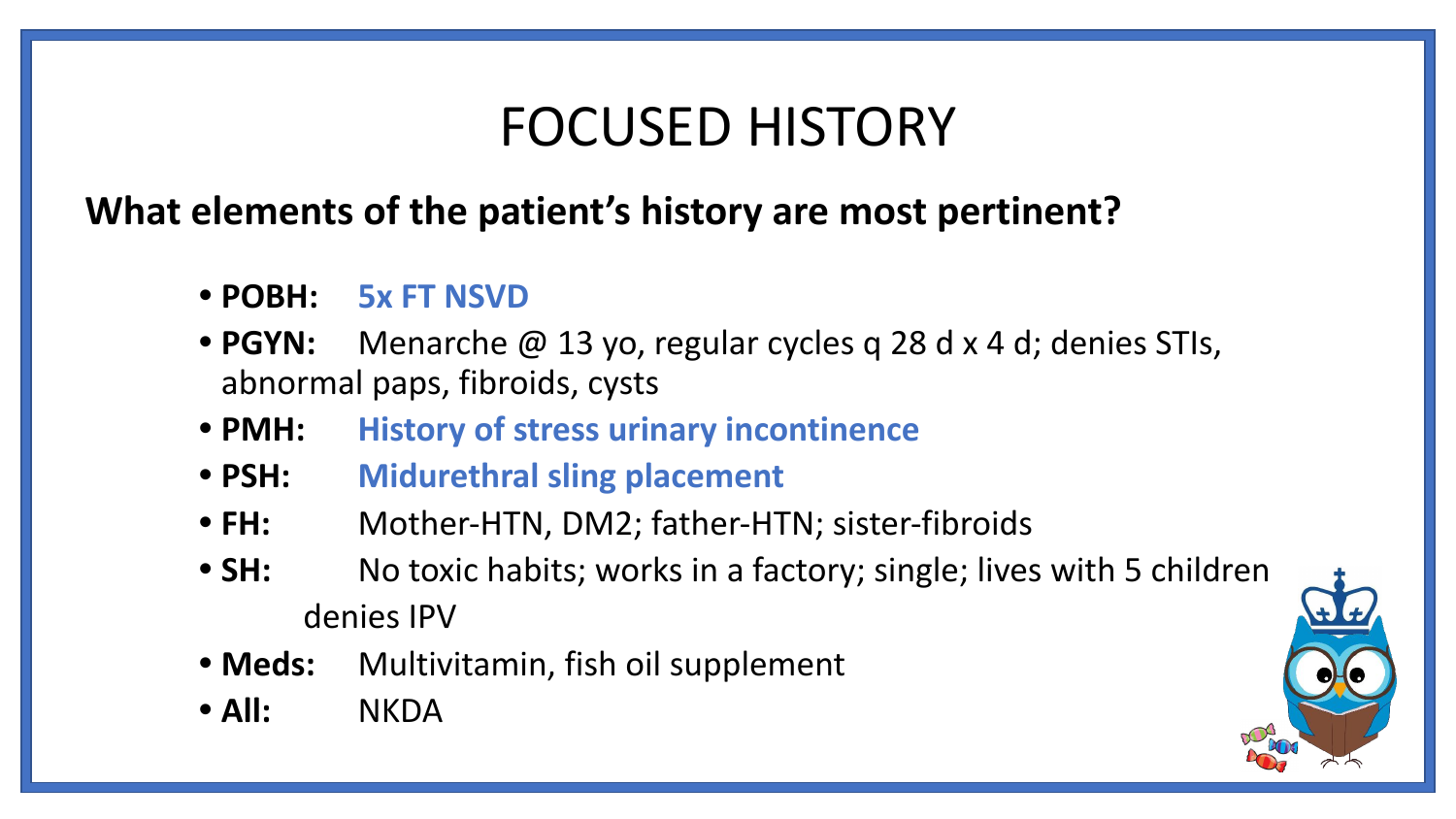# FOCUSED HISTORY

**What elements of the patient's history are most pertinent?**

- **POBH:** **5x FT NSVD**
- **PGYN:** Menarche @ 13 yo, regular cycles q 28 d x 4 d; denies STIs, abnormal paps, fibroids, cysts
- **PMH:** **History of stress urinary incontinence**
- **PSH:** **Midurethral sling placement**
- **FH:** Mother-HTN, DM2; father-HTN; sister-fibroids
- **SH:** No toxic habits; works in a factory; single; lives with 5 children denies IPV
- **Meds:** Multivitamin, fish oil supplement
- **All:** NKDA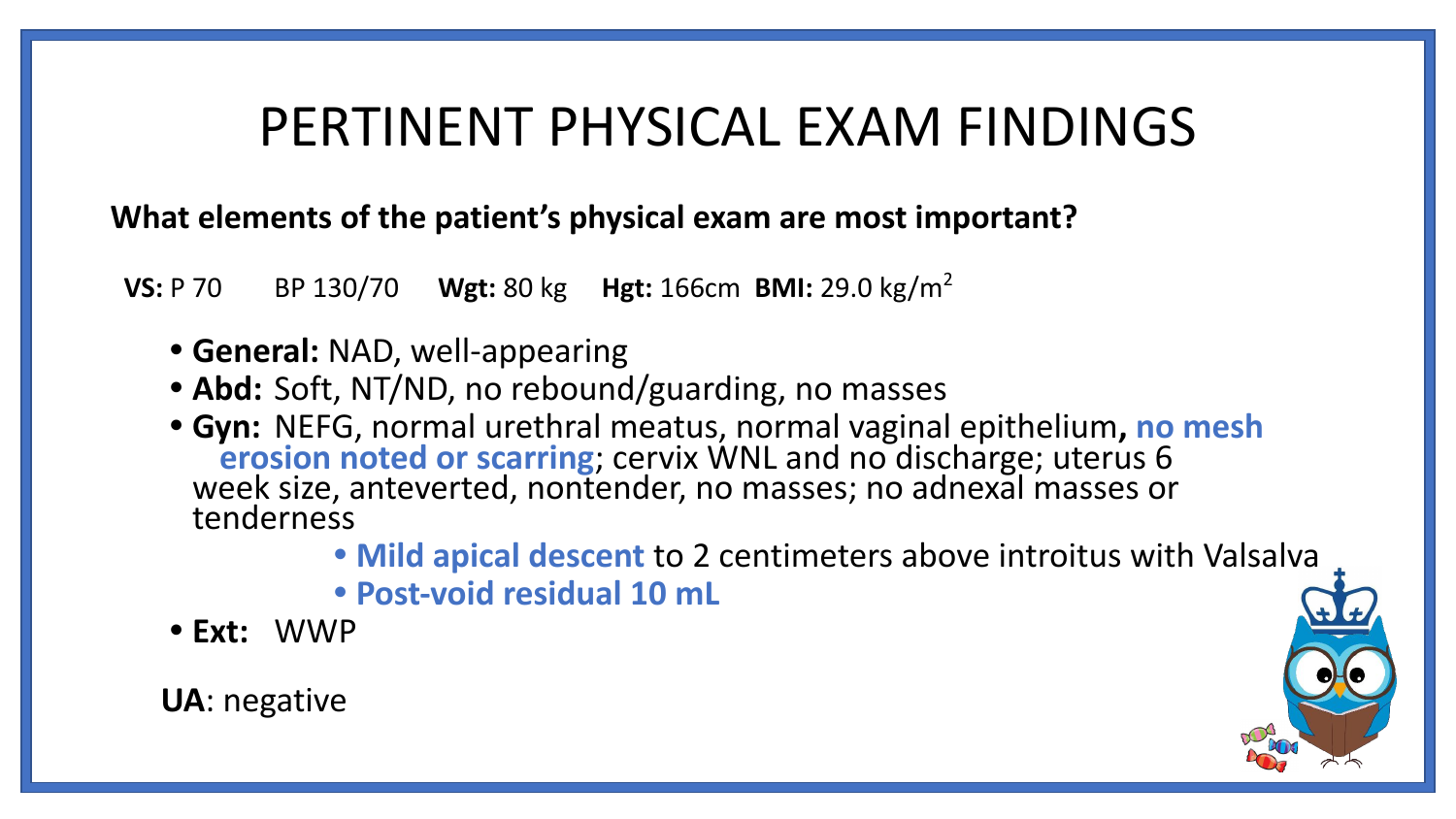# PERTINENT PHYSICAL EXAM FINDINGS

**What elements of the patient's physical exam are most important?**

**VS:** P 70 BP 130/70 **Wgt:** 80 kg **Hgt:** 166cm **BMI:** 29.0 kg/m$^2$

- **General:** NAD, well-appearing
- **Abd:** Soft, NT/ND, no rebound/guarding, no masses
- **Gyn:** NEFG, normal urethral meatus, normal vaginal epithelium**, no mesh erosion noted or scarring**; cervix WNL and no discharge; uterus 6 week size, anteverted, nontender, no masses; no adnexal masses or tenderness
    - **Mild apical descent** to 2 centimeters above introitus with Valsalva
    - **Post-void residual 10 mL**
- **Ext:** WWP

**UA**: negative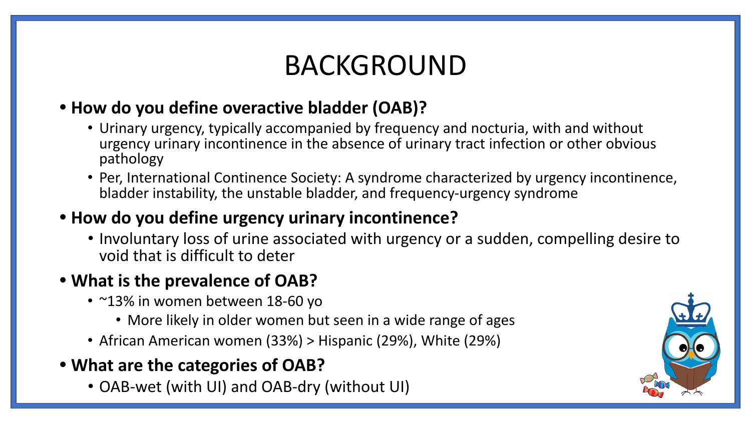# BACKGROUND

- **How do you define overactive bladder (OAB)?**
  - Urinary urgency, typically accompanied by frequency and nocturia, with and without urgency urinary incontinence in the absence of urinary tract infection or other obvious pathology
  - Per, International Continence Society: A syndrome characterized by urgency incontinence, bladder instability, the unstable bladder, and frequency-urgency syndrome
- **How do you define urgency urinary incontinence?**
  - Involuntary loss of urine associated with urgency or a sudden, compelling desire to void that is difficult to deter
- **What is the prevalence of OAB?**
  - ~13% in women between 18-60 yo
    - More likely in older women but seen in a wide range of ages
  - African American women (33%) > Hispanic (29%), White (29%)
- **What are the categories of OAB?**
  - OAB-wet (with UI) and OAB-dry (without UI)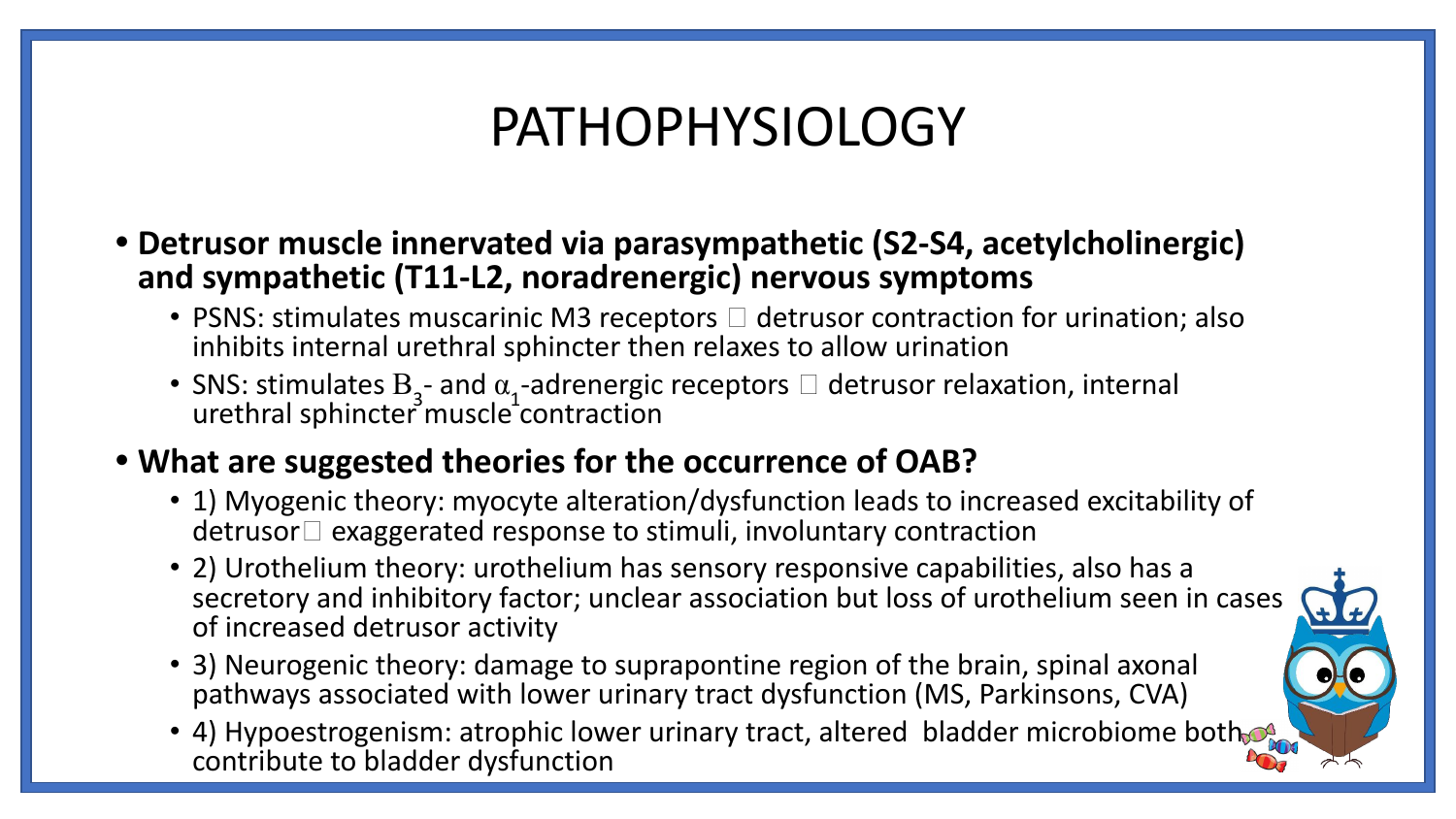# PATHOPHYSIOLOGY

- **Detrusor muscle innervated via parasympathetic (S2-S4, acetylcholinergic) and sympathetic (T11-L2, noradrenergic) nervous symptoms**
  - PSNS: stimulates muscarinic M3 receptors  detrusor contraction for urination; also inhibits internal urethral sphincter then relaxes to allow urination
  - SNS: stimulates $B_3$- and $\alpha_1$-adrenergic receptors  detrusor relaxation, internal urethral sphincter muscle contraction
- **What are suggested theories for the occurrence of OAB?**
  - 1) Myogenic theory: myocyte alteration/dysfunction leads to increased excitability of detrusor exaggerated response to stimuli, involuntary contraction
  - 2) Urothelium theory: urothelium has sensory responsive capabilities, also has a secretory and inhibitory factor; unclear association but loss of urothelium seen in cases of increased detrusor activity
  - 3) Neurogenic theory: damage to suprapontine region of the brain, spinal axonal pathways associated with lower urinary tract dysfunction (MS, Parkinsons, CVA)
  - 4) Hypoestrogenism: atrophic lower urinary tract, altered bladder microbiome both contribute to bladder dysfunction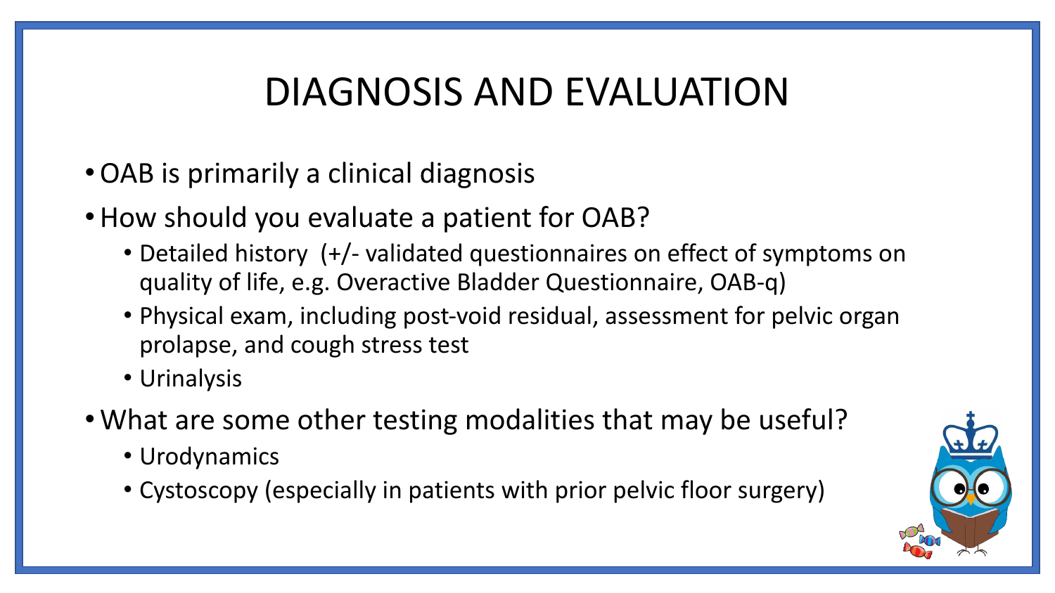# DIAGNOSIS AND EVALUATION

- OAB is primarily a clinical diagnosis
- How should you evaluate a patient for OAB?
  - Detailed history (+/- validated questionnaires on effect of symptoms on quality of life, e.g. Overactive Bladder Questionnaire, OAB-q)
  - Physical exam, including post-void residual, assessment for pelvic organ prolapse, and cough stress test
  - Urinalysis
- What are some other testing modalities that may be useful?
  - Urodynamics
  - Cystoscopy (especially in patients with prior pelvic floor surgery)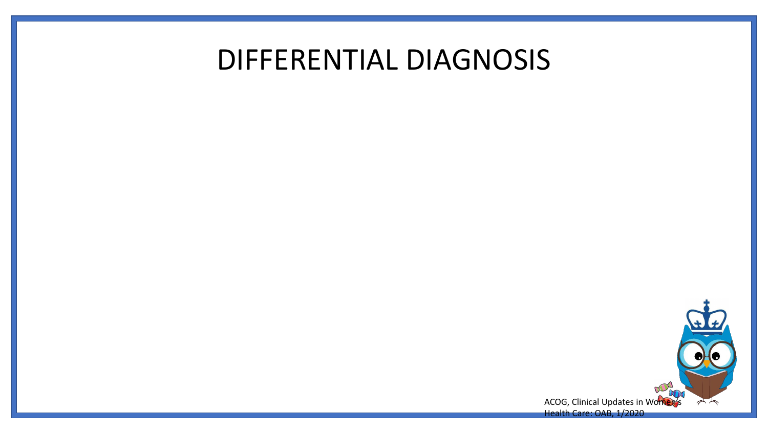# DIFFERENTIAL DIAGNOSIS

ACOG, Clinical Updates in Women's Health Care: OAB, 1/2020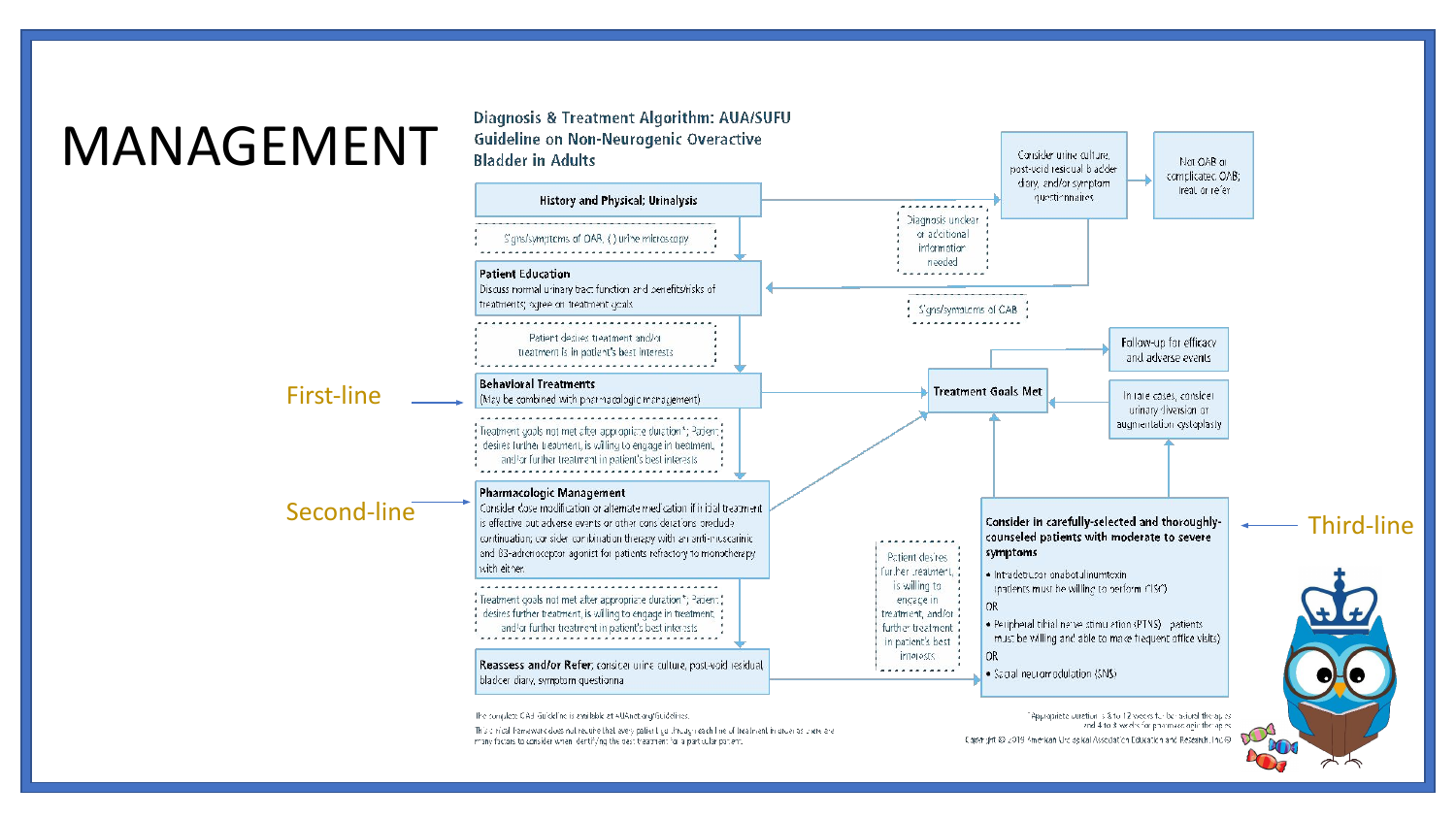# MANAGEMENT

**Diagnosis & Treatment Algorithm: AUA/SUFU Guideline on Non-Neurogenic Overactive Bladder in Adults**

**History and Physical; Urinalysis**

Signs/symptoms of OAB, (-) urine microscopy

**Patient Education**
Discuss normal urinary tract function and benefits/risks of treatments; agree on treatment goals

Patient desires treatment and/or treatment is in patient's best interests

First-line → **Behavioral Treatments**
(May be combined with pharmacologic management)

Treatment goals not met after appropriate duration*; Patient desires further treatment, is willing to engage in treatment, and/or further treatment in patient's best interests

Second-line → **Pharmacologic Management**
Consider dose modification or alternate medication if initial treatment is effective but adverse events or other considerations preclude continuation; consider combination therapy with an anti-muscarinic and β3-adrenoceptor agonist for patients refractory to monotherapy with either

Treatment goals not met after appropriate duration*; Patient desires further treatment, is willing to engage in treatment, and/or further treatment in patient's best interests

**Reassess and/or Refer**; consider urine culture, post-void residual bladder diary, symptom questionna

Diagnosis unclear or additional information needed → Consider urine culture, post-void residual bladder diary, and/or symptom questionnaires → Not OAB or complicated OAB; treat or refer

Signs/symptoms of OAB

**Treatment Goals Met** → Follow-up for efficacy and adverse events

In rare cases, consider urinary diversion or augmentation cystoplasty

Patient desires further treatment, is willing to engage in treatment, and/or further treatment in patient's best interests

Third-line → **Consider in carefully-selected and thoroughly-counseled patients with moderate to severe symptoms**

- Intradetrusor onabotulinumtoxin (patients must be willing to perform CISC)

OR

- Peripheral tibial nerve stimulation (PTNS) - patients must be willing and able to make frequent office visits)

OR

- Sacral neuromodulation (SNS)

The complete OAB Guideline is available at AUAnet.org/Guidelines.

This clinical framework does not require that every patient go through each line of treatment in order as there are many factors to consider when identifying the best treatment for a particular patient.

*Appropriate duration is 8 to 12 weeks for behavioral therapies and 4 to 8 weeks for pharmacologic therapies

Copyright © 2019 American Urological Association Education and Research, Inc.®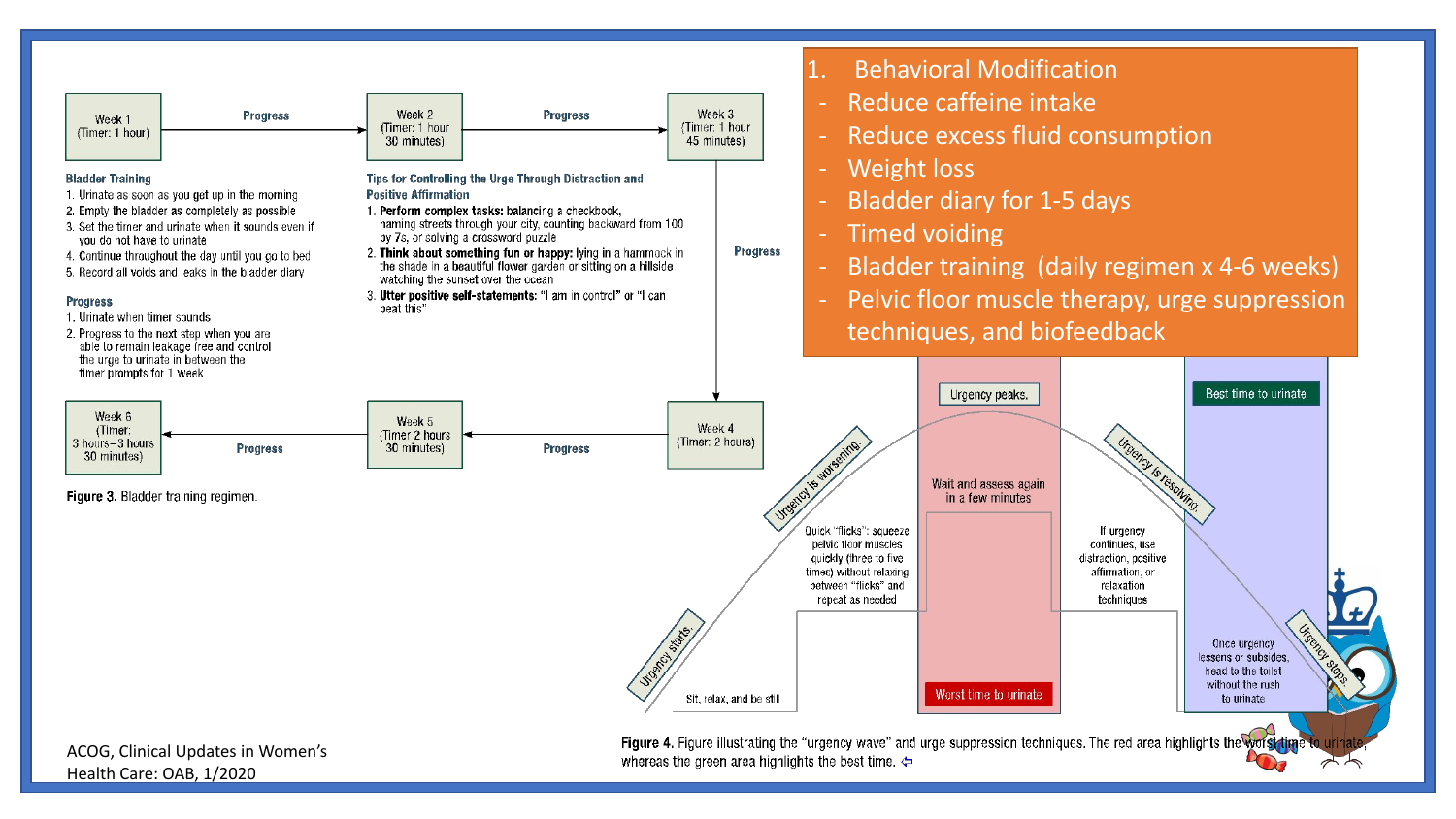## 1. Behavioral Modification

- Reduce caffeine intake
- Reduce excess fluid consumption
- Weight loss
- Bladder diary for 1-5 days
- Timed voiding
- Bladder training (daily regimen x 4-6 weeks)
- Pelvic floor muscle therapy, urge suppression techniques, and biofeedback

Week 1 (Timer: 1 hour) → Progress → Week 2 (Timer: 1 hour 30 minutes) → Progress → Week 3 (Timer: 1 hour 45 minutes) → Progress → Week 4 (Timer: 2 hours) → Progress → Week 5 (Timer 2 hours 30 minutes) → Progress → Week 6 (Timer: 3 hours—3 hours 30 minutes)

**Bladder Training**

1. Urinate as soon as you get up in the morning
2. Empty the bladder as completely as possible
3. Set the timer and urinate when it sounds even if you do not have to urinate
4. Continue throughout the day until you go to bed
5. Record all voids and leaks in the bladder diary

**Progress**

1. Urinate when timer sounds
2. Progress to the next step when you are able to remain leakage free and control the urge to urinate in between the timer prompts for 1 week

**Tips for Controlling the Urge Through Distraction and Positive Affirmation**

1. **Perform complex tasks:** balancing a checkbook, naming streets through your city, counting backward from 100 by 7s, or solving a crossword puzzle
2. **Think about something fun or happy:** lying in a hammock in the shade in a beautiful flower garden or sitting on a hillside watching the sunset over the ocean
3. **Utter positive self-statements:** "I am in control" or "I can beat this"

**Figure 3.** Bladder training regimen.

Urgency starts. — Sit, relax, and be still

Urgency is worsening. — Quick "flicks": squeeze pelvic floor muscles quickly (three to five times) without relaxing between "flicks" and repeat as needed

Urgency peaks. — Wait and assess again in a few minutes — Worst time to urinate

Urgency is resolving. — If urgency continues, use distraction, positive affirmation, or relaxation techniques

Urgency stops. — Best time to urinate — Once urgency lessens or subsides, head to the toilet without the rush to urinate

**Figure 4.** Figure illustrating the "urgency wave" and urge suppression techniques. The red area highlights the worst time to urinate, whereas the green area highlights the best time.

ACOG, Clinical Updates in Women's Health Care: OAB, 1/2020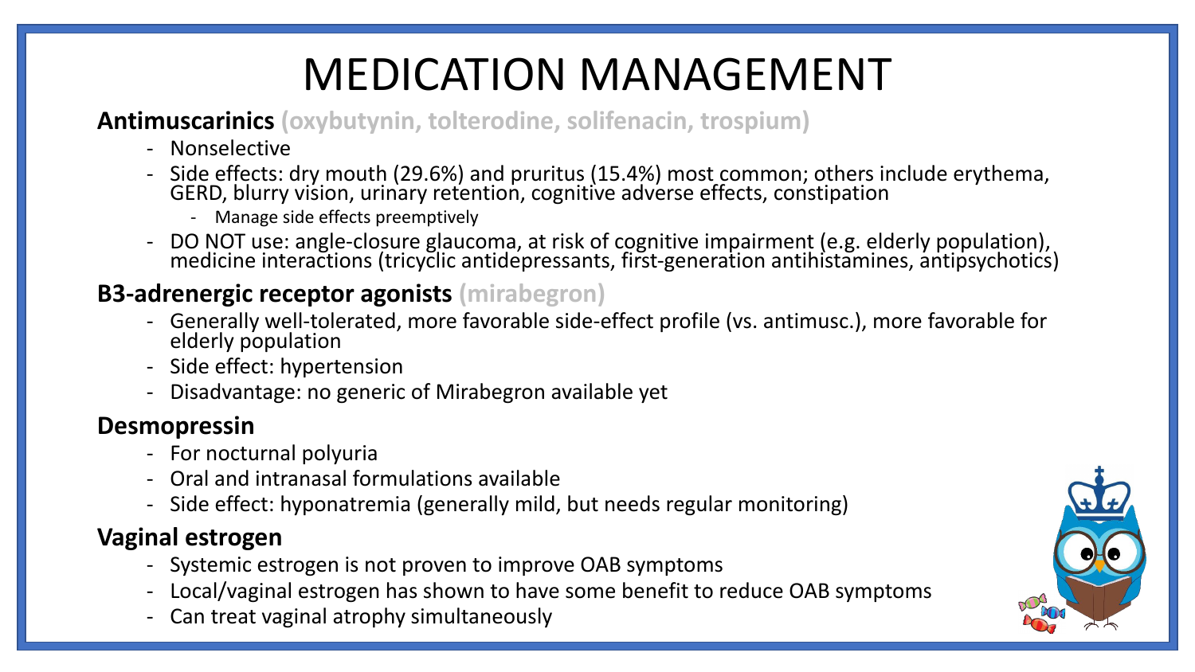# MEDICATION MANAGEMENT

**Antimuscarinics** **(oxybutynin, tolterodine, solifenacin, trospium)**

- Nonselective
- Side effects: dry mouth (29.6%) and pruritus (15.4%) most common; others include erythema, GERD, blurry vision, urinary retention, cognitive adverse effects, constipation
  - Manage side effects preemptively
- DO NOT use: angle-closure glaucoma, at risk of cognitive impairment (e.g. elderly population), medicine interactions (tricyclic antidepressants, first-generation antihistamines, antipsychotics)

**B3-adrenergic receptor agonists** **(mirabegron)**

- Generally well-tolerated, more favorable side-effect profile (vs. antimusc.), more favorable for elderly population
- Side effect: hypertension
- Disadvantage: no generic of Mirabegron available yet

**Desmopressin**

- For nocturnal polyuria
- Oral and intranasal formulations available
- Side effect: hyponatremia (generally mild, but needs regular monitoring)

**Vaginal estrogen**

- Systemic estrogen is not proven to improve OAB symptoms
- Local/vaginal estrogen has shown to have some benefit to reduce OAB symptoms
- Can treat vaginal atrophy simultaneously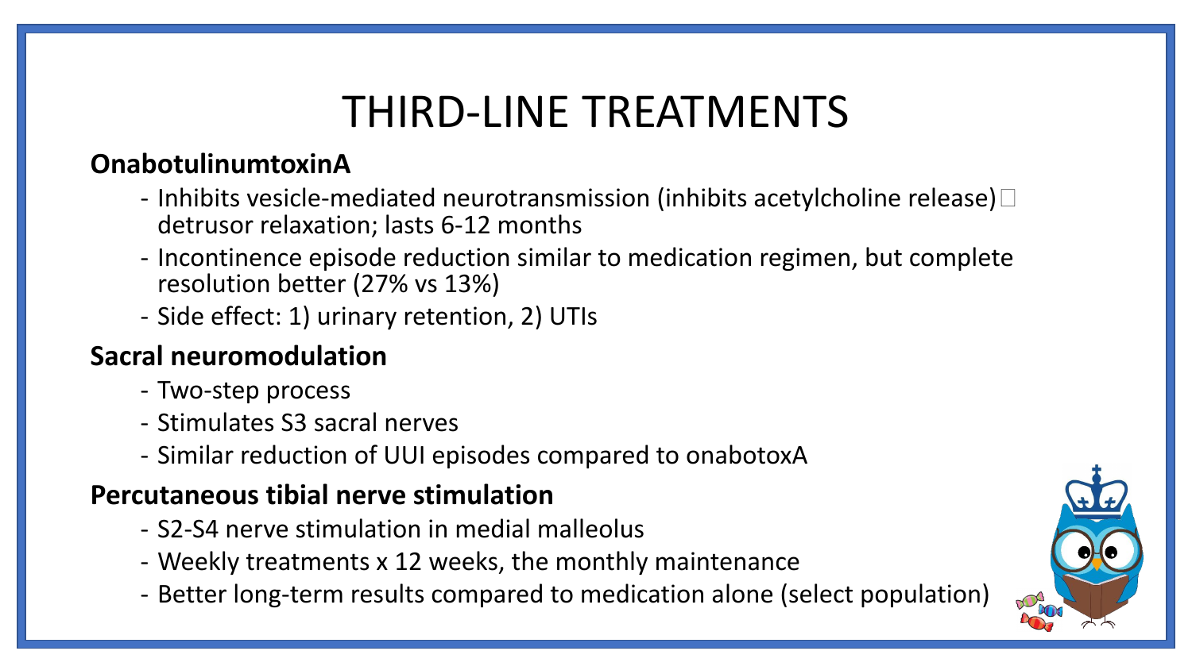# THIRD-LINE TREATMENTS

**OnabotulinumtoxinA**

- Inhibits vesicle-mediated neurotransmission (inhibits acetylcholine release) □ detrusor relaxation; lasts 6-12 months
- Incontinence episode reduction similar to medication regimen, but complete resolution better (27% vs 13%)
- Side effect: 1) urinary retention, 2) UTIs

**Sacral neuromodulation**

- Two-step process
- Stimulates S3 sacral nerves
- Similar reduction of UUI episodes compared to onabotoxA

**Percutaneous tibial nerve stimulation**

- S2-S4 nerve stimulation in medial malleolus
- Weekly treatments x 12 weeks, the monthly maintenance
- Better long-term results compared to medication alone (select population)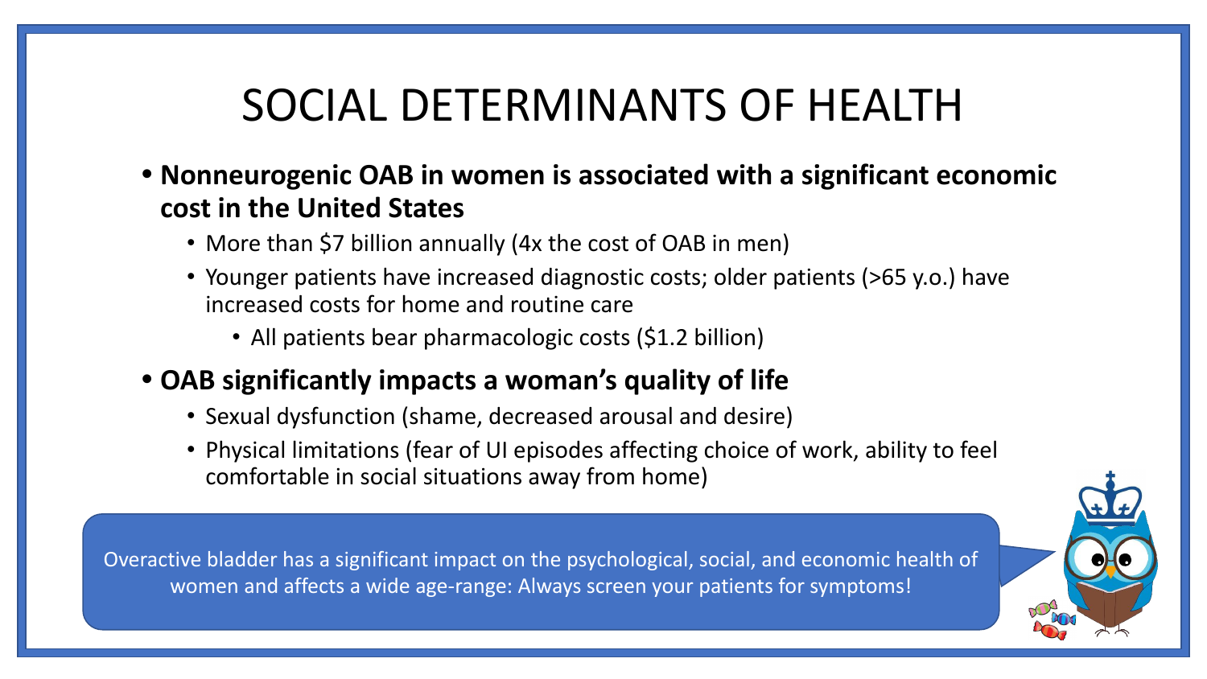# SOCIAL DETERMINANTS OF HEALTH

- **Nonneurogenic OAB in women is associated with a significant economic cost in the United States**
  - More than $7 billion annually (4x the cost of OAB in men)
  - Younger patients have increased diagnostic costs; older patients (>65 y.o.) have increased costs for home and routine care
    - All patients bear pharmacologic costs ($1.2 billion)
- **OAB significantly impacts a woman's quality of life**
  - Sexual dysfunction (shame, decreased arousal and desire)
  - Physical limitations (fear of UI episodes affecting choice of work, ability to feel comfortable in social situations away from home)

Overactive bladder has a significant impact on the psychological, social, and economic health of women and affects a wide age-range: Always screen your patients for symptoms!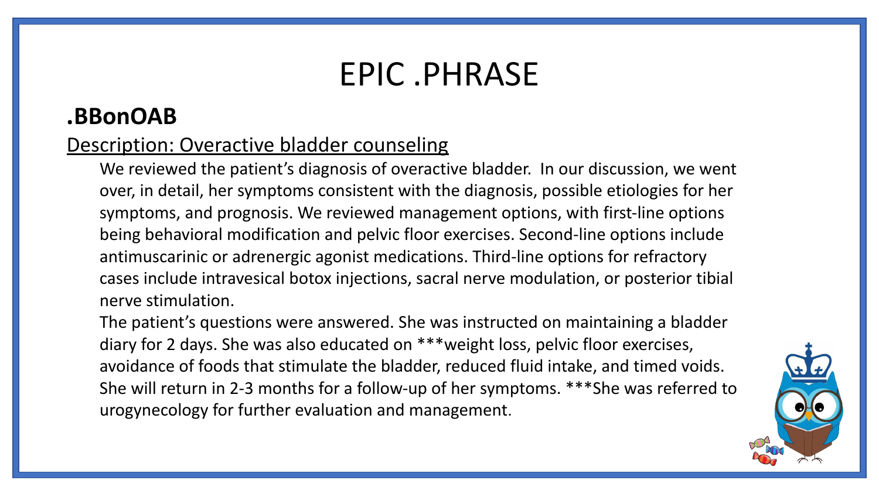# EPIC .PHRASE

## .BBonOAB

Description: Overactive bladder counseling

We reviewed the patient's diagnosis of overactive bladder. In our discussion, we went over, in detail, her symptoms consistent with the diagnosis, possible etiologies for her symptoms, and prognosis. We reviewed management options, with first-line options being behavioral modification and pelvic floor exercises. Second-line options include antimuscarinic or adrenergic agonist medications. Third-line options for refractory cases include intravesical botox injections, sacral nerve modulation, or posterior tibial nerve stimulation.

The patient's questions were answered. She was instructed on maintaining a bladder diary for 2 days. She was also educated on ***weight loss, pelvic floor exercises, avoidance of foods that stimulate the bladder, reduced fluid intake, and timed voids. She will return in 2-3 months for a follow-up of her symptoms. ***She was referred to urogynecology for further evaluation and management.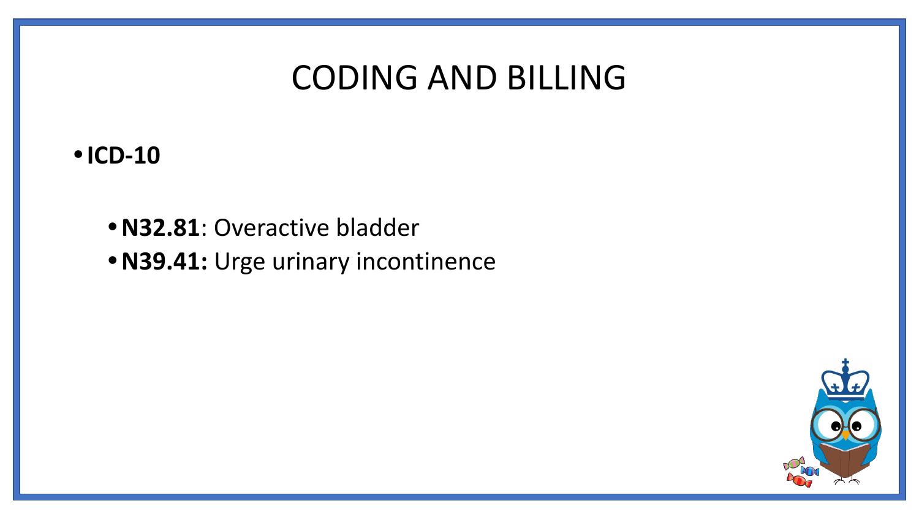# CODING AND BILLING

- **ICD-10**
  - **N32.81**: Overactive bladder
  - **N39.41:** Urge urinary incontinence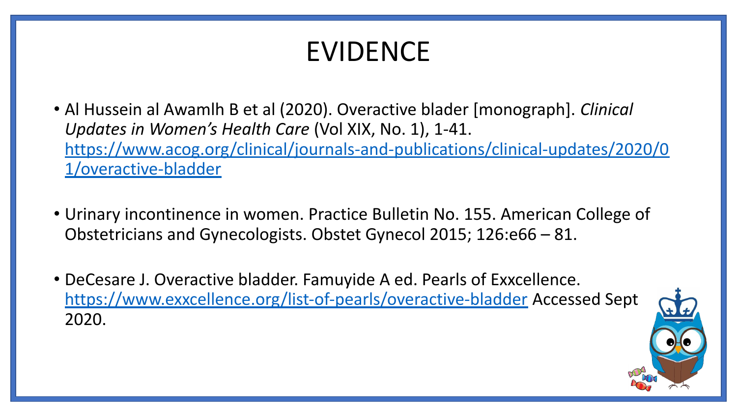# EVIDENCE

- Al Hussein al Awamlh B et al (2020). Overactive blader [monograph]. *Clinical Updates in Women's Health Care* (Vol XIX, No. 1), 1-41. [https://www.acog.org/clinical/journals-and-publications/clinical-updates/2020/01/overactive-bladder](https://www.acog.org/clinical/journals-and-publications/clinical-updates/2020/01/overactive-bladder)

- Urinary incontinence in women. Practice Bulletin No. 155. American College of Obstetricians and Gynecologists. Obstet Gynecol 2015; 126:e66 – 81.

- DeCesare J. Overactive bladder. Famuyide A ed. Pearls of Exxcellence. [https://www.exxcellence.org/list-of-pearls/overactive-bladder](https://www.exxcellence.org/list-of-pearls/overactive-bladder) Accessed Sept 2020.